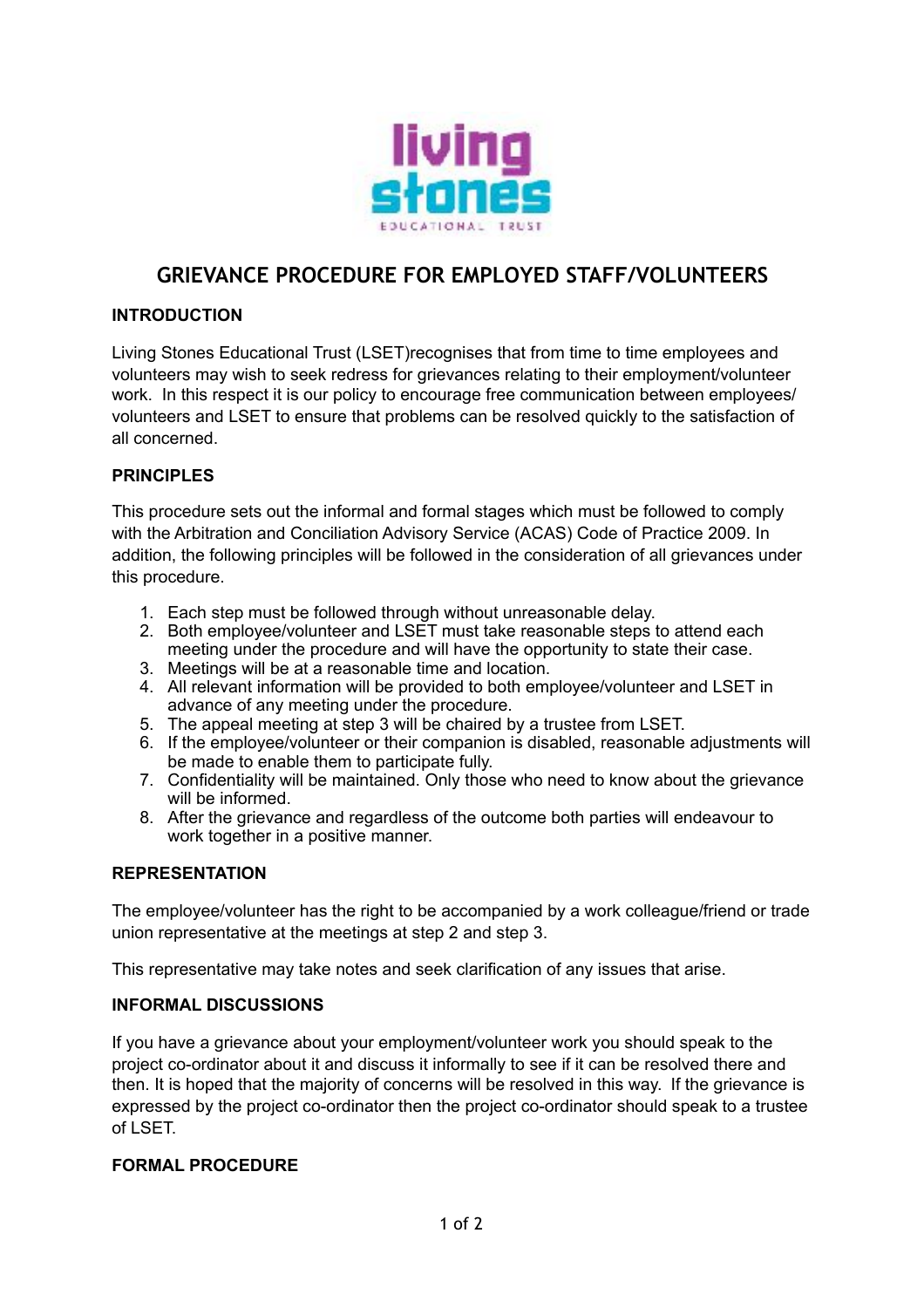# GRIEVANCE PROCEDURE FOR EMPLOYED STAFF/VOLUNTEERS

**INTRODUCTION**

Living Stones Educational Trust (LSET)recognises that from time to time employees and volunteers may wish to seek redress for grievances relating to their employment/volunteer work. In this respect it is our policy to encourage free communication between employees/ volunteers and LSET to ensure that problems can be resolved quickly to the satisfaction of all concerned.

**PRINCIPLES**

This procedure sets out the informal and formal stages which must be followed to comply with the Arbitration and Conciliation Advisory Service (ACAS) Code of Practice 2009. In addition, the following principles will be followed in the consideration of all grievances under this procedure.

1. Each step must be followed through without unreasonable delay.
2. Both employee/volunteer and LSET must take reasonable steps to attend each meeting under the procedure and will have the opportunity to state their case.
3. Meetings will be at a reasonable time and location.
4. All relevant information will be provided to both employee/volunteer and LSET in advance of any meeting under the procedure.
5. The appeal meeting at step 3 will be chaired by a trustee from LSET.
6. If the employee/volunteer or their companion is disabled, reasonable adjustments will be made to enable them to participate fully.
7. Confidentiality will be maintained. Only those who need to know about the grievance will be informed.
8. After the grievance and regardless of the outcome both parties will endeavour to work together in a positive manner.

**REPRESENTATION**

The employee/volunteer has the right to be accompanied by a work colleague/friend or trade union representative at the meetings at step 2 and step 3.

This representative may take notes and seek clarification of any issues that arise.

**INFORMAL DISCUSSIONS**

If you have a grievance about your employment/volunteer work you should speak to the project co-ordinator about it and discuss it informally to see if it can be resolved there and then. It is hoped that the majority of concerns will be resolved in this way. If the grievance is expressed by the project co-ordinator then the project co-ordinator should speak to a trustee of LSET.

**FORMAL PROCEDURE**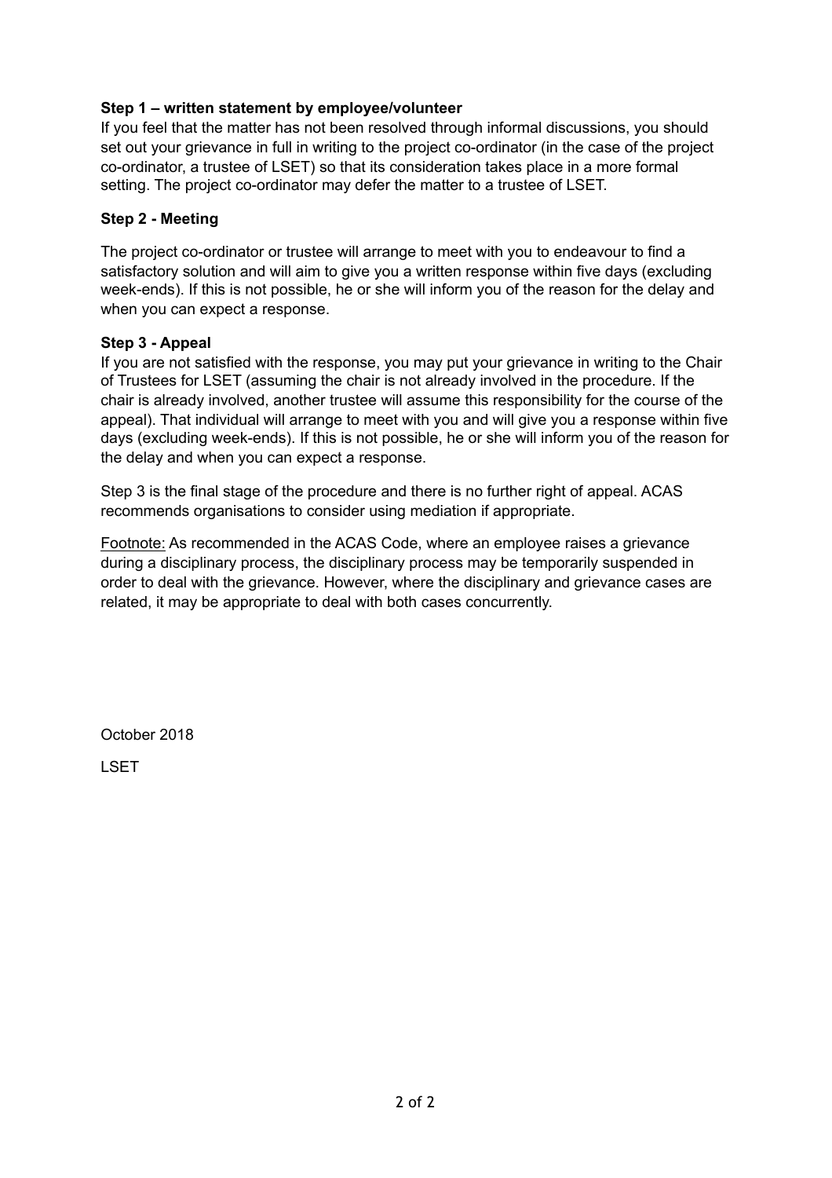**Step 1 – written statement by employee/volunteer**

If you feel that the matter has not been resolved through informal discussions, you should set out your grievance in full in writing to the project co-ordinator (in the case of the project co-ordinator, a trustee of LSET) so that its consideration takes place in a more formal setting. The project co-ordinator may defer the matter to a trustee of LSET.

**Step 2 - Meeting**

The project co-ordinator or trustee will arrange to meet with you to endeavour to find a satisfactory solution and will aim to give you a written response within five days (excluding week-ends). If this is not possible, he or she will inform you of the reason for the delay and when you can expect a response.

**Step 3 - Appeal**

If you are not satisfied with the response, you may put your grievance in writing to the Chair of Trustees for LSET (assuming the chair is not already involved in the procedure. If the chair is already involved, another trustee will assume this responsibility for the course of the appeal). That individual will arrange to meet with you and will give you a response within five days (excluding week-ends). If this is not possible, he or she will inform you of the reason for the delay and when you can expect a response.

Step 3 is the final stage of the procedure and there is no further right of appeal. ACAS recommends organisations to consider using mediation if appropriate.

Footnote: As recommended in the ACAS Code, where an employee raises a grievance during a disciplinary process, the disciplinary process may be temporarily suspended in order to deal with the grievance. However, where the disciplinary and grievance cases are related, it may be appropriate to deal with both cases concurrently.

October 2018

LSET